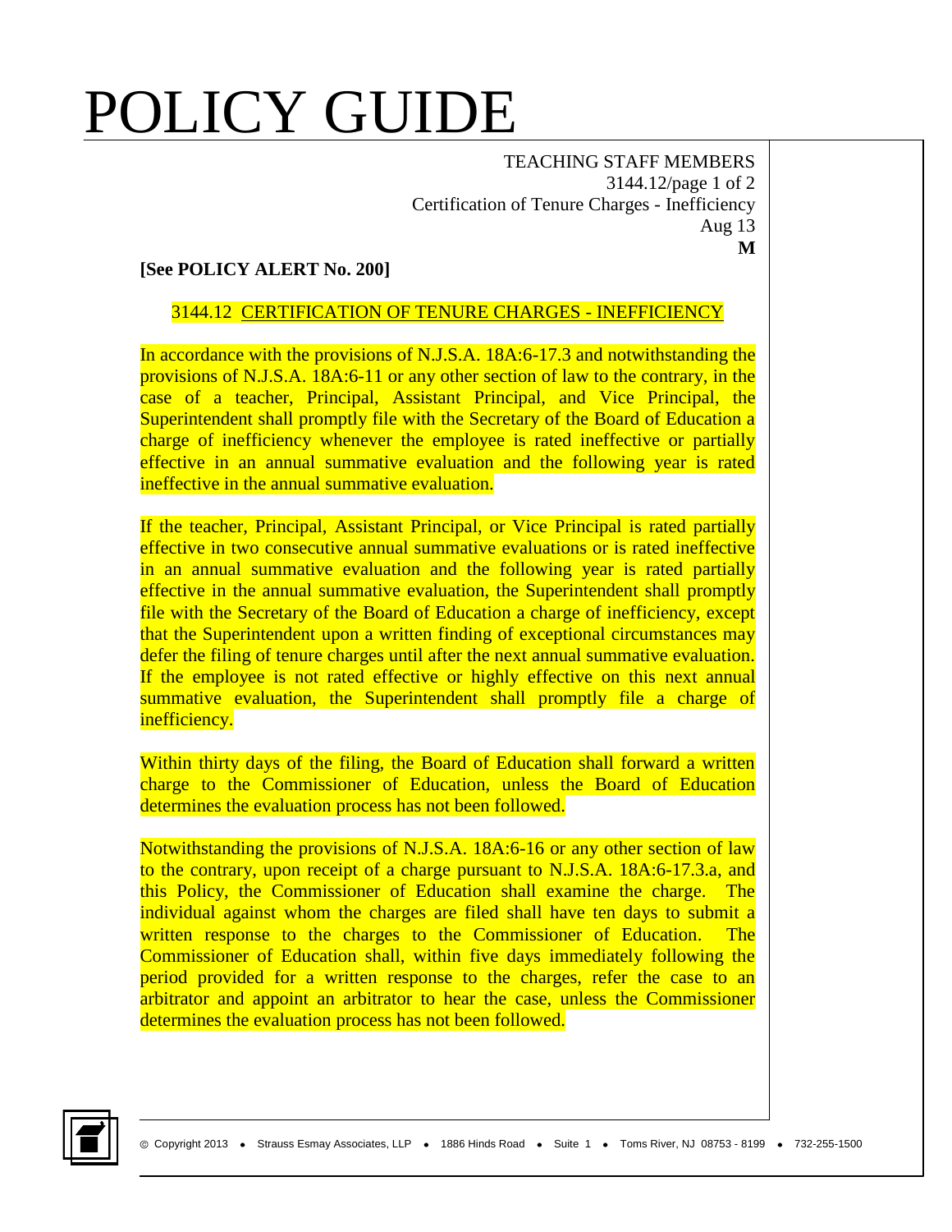# POLICY GUIDE

TEACHING STAFF MEMBERS
3144.12/page 1 of 2
Certification of Tenure Charges - Inefficiency
Aug 13
**M**

**[See POLICY ALERT No. 200]**

## 3144.12 CERTIFICATION OF TENURE CHARGES - INEFFICIENCY

In accordance with the provisions of N.J.S.A. 18A:6-17.3 and notwithstanding the provisions of N.J.S.A. 18A:6-11 or any other section of law to the contrary, in the case of a teacher, Principal, Assistant Principal, and Vice Principal, the Superintendent shall promptly file with the Secretary of the Board of Education a charge of inefficiency whenever the employee is rated ineffective or partially effective in an annual summative evaluation and the following year is rated ineffective in the annual summative evaluation.

If the teacher, Principal, Assistant Principal, or Vice Principal is rated partially effective in two consecutive annual summative evaluations or is rated ineffective in an annual summative evaluation and the following year is rated partially effective in the annual summative evaluation, the Superintendent shall promptly file with the Secretary of the Board of Education a charge of inefficiency, except that the Superintendent upon a written finding of exceptional circumstances may defer the filing of tenure charges until after the next annual summative evaluation. If the employee is not rated effective or highly effective on this next annual summative evaluation, the Superintendent shall promptly file a charge of inefficiency.

Within thirty days of the filing, the Board of Education shall forward a written charge to the Commissioner of Education, unless the Board of Education determines the evaluation process has not been followed.

Notwithstanding the provisions of N.J.S.A. 18A:6-16 or any other section of law to the contrary, upon receipt of a charge pursuant to N.J.S.A. 18A:6-17.3.a, and this Policy, the Commissioner of Education shall examine the charge. The individual against whom the charges are filed shall have ten days to submit a written response to the charges to the Commissioner of Education. The Commissioner of Education shall, within five days immediately following the period provided for a written response to the charges, refer the case to an arbitrator and appoint an arbitrator to hear the case, unless the Commissioner determines the evaluation process has not been followed.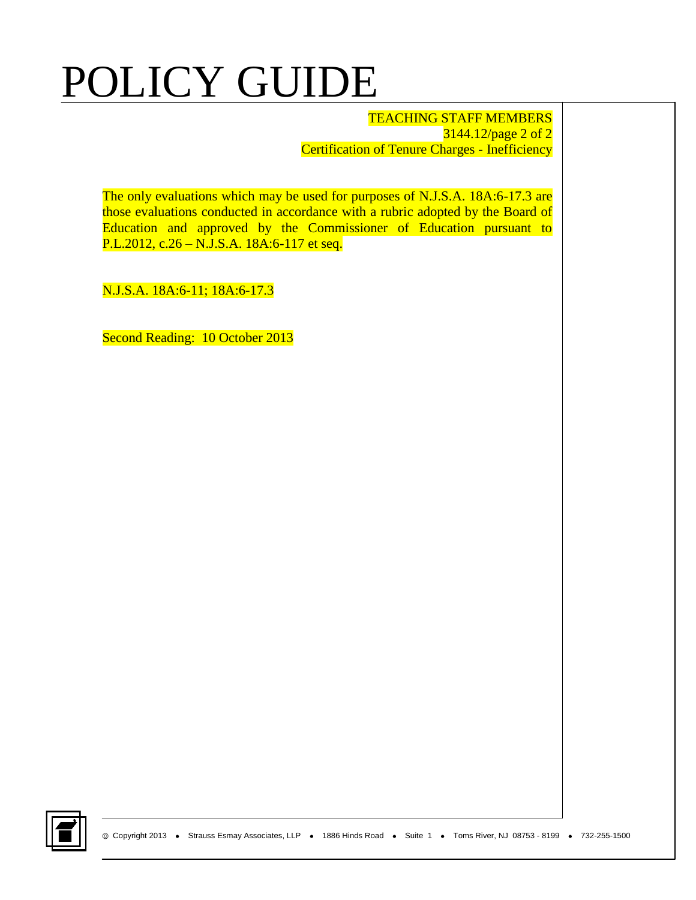The only evaluations which may be used for purposes of N.J.S.A. 18A:6-17.3 are those evaluations conducted in accordance with a rubric adopted by the Board of Education and approved by the Commissioner of Education pursuant to P.L.2012, c.26 – N.J.S.A. 18A:6-117 et seq.

N.J.S.A. 18A:6-11; 18A:6-17.3

Second Reading: 10 October 2013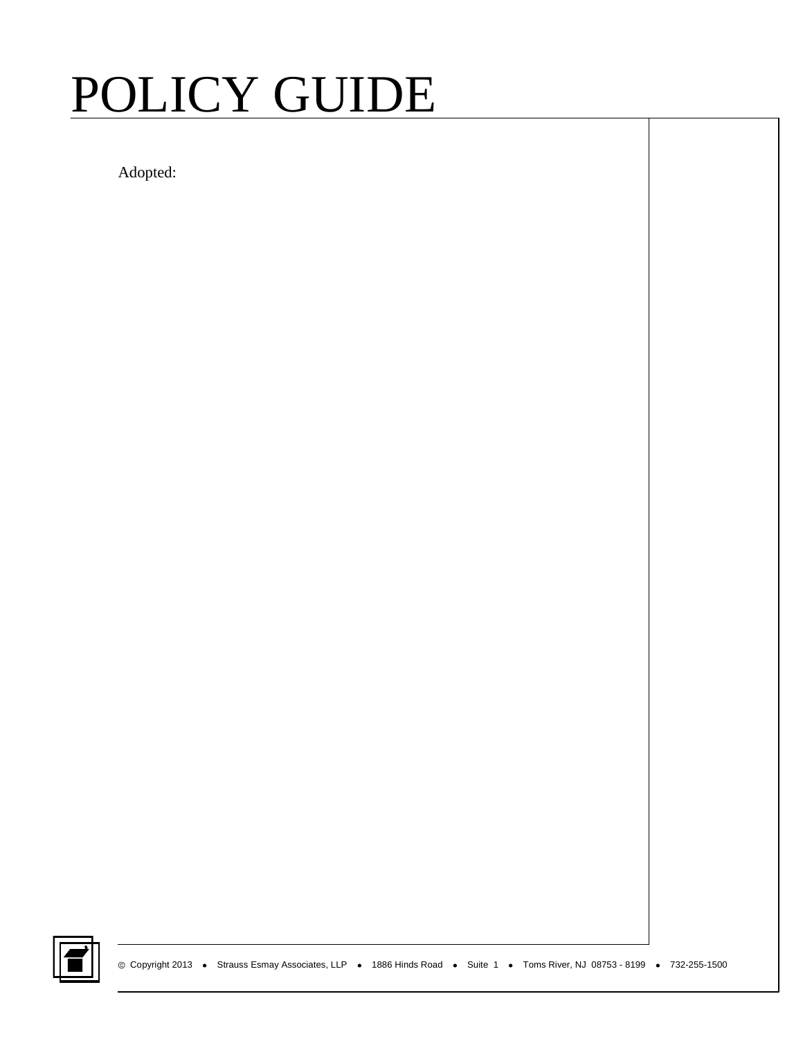# POLICY GUIDE

Adopted:

© Copyright 2013 • Strauss Esmay Associates, LLP • 1886 Hinds Road • Suite 1 • Toms River, NJ 08753 - 8199 • 732-255-1500